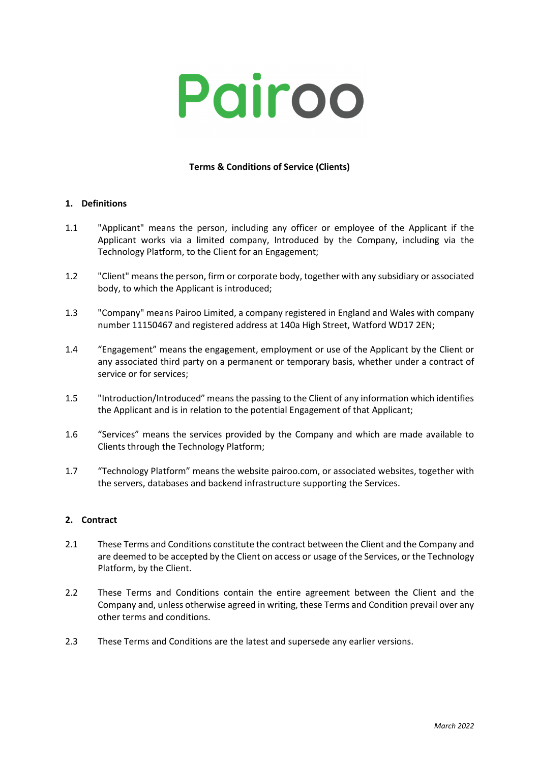# Pairoo

**Terms & Conditions of Service (Clients)**

## 1. Definitions

1.1 "Applicant" means the person, including any officer or employee of the Applicant if the Applicant works via a limited company, Introduced by the Company, including via the Technology Platform, to the Client for an Engagement;

1.2 "Client" means the person, firm or corporate body, together with any subsidiary or associated body, to which the Applicant is introduced;

1.3 "Company" means Pairoo Limited, a company registered in England and Wales with company number 11150467 and registered address at 140a High Street, Watford WD17 2EN;

1.4 "Engagement" means the engagement, employment or use of the Applicant by the Client or any associated third party on a permanent or temporary basis, whether under a contract of service or for services;

1.5 "Introduction/Introduced" means the passing to the Client of any information which identifies the Applicant and is in relation to the potential Engagement of that Applicant;

1.6 "Services" means the services provided by the Company and which are made available to Clients through the Technology Platform;

1.7 "Technology Platform" means the website pairoo.com, or associated websites, together with the servers, databases and backend infrastructure supporting the Services.

## 2. Contract

2.1 These Terms and Conditions constitute the contract between the Client and the Company and are deemed to be accepted by the Client on access or usage of the Services, or the Technology Platform, by the Client.

2.2 These Terms and Conditions contain the entire agreement between the Client and the Company and, unless otherwise agreed in writing, these Terms and Condition prevail over any other terms and conditions.

2.3 These Terms and Conditions are the latest and supersede any earlier versions.

*March 2022*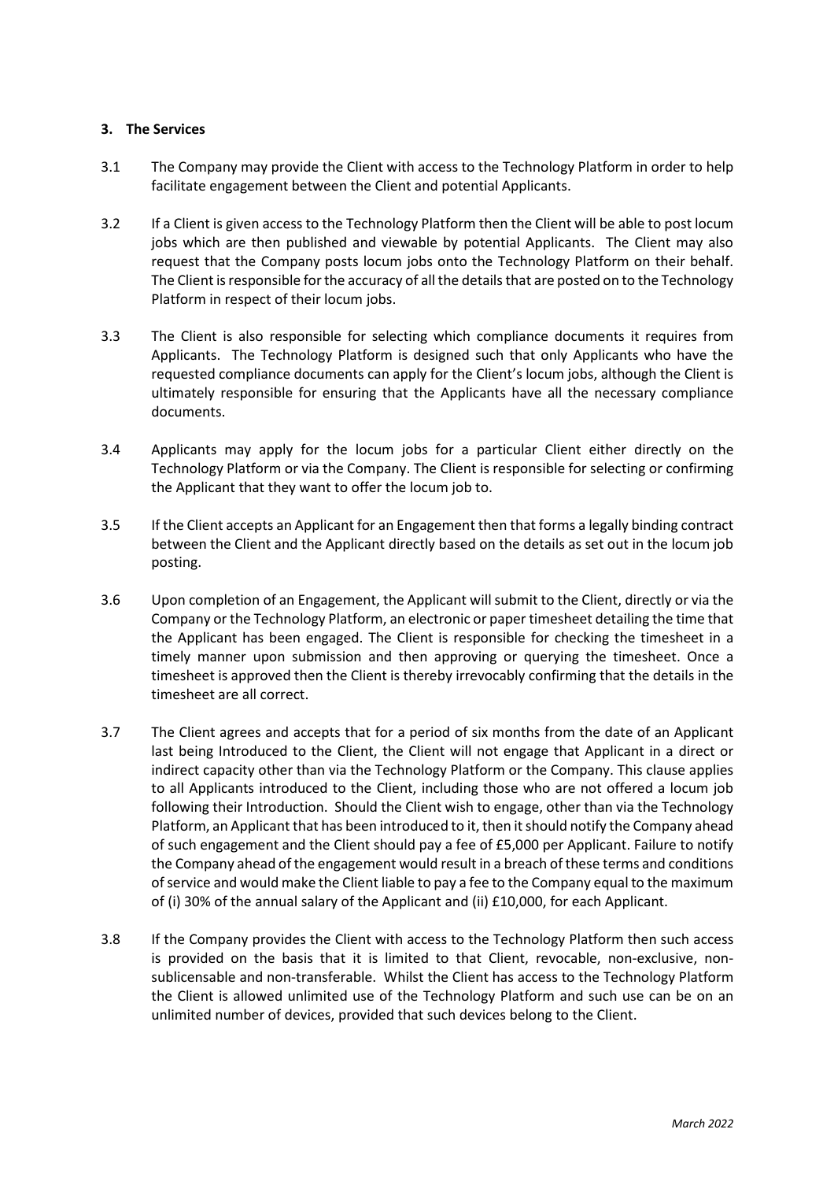### 3. The Services

3.1 The Company may provide the Client with access to the Technology Platform in order to help facilitate engagement between the Client and potential Applicants.

3.2 If a Client is given access to the Technology Platform then the Client will be able to post locum jobs which are then published and viewable by potential Applicants. The Client may also request that the Company posts locum jobs onto the Technology Platform on their behalf. The Client is responsible for the accuracy of all the details that are posted on to the Technology Platform in respect of their locum jobs.

3.3 The Client is also responsible for selecting which compliance documents it requires from Applicants. The Technology Platform is designed such that only Applicants who have the requested compliance documents can apply for the Client's locum jobs, although the Client is ultimately responsible for ensuring that the Applicants have all the necessary compliance documents.

3.4 Applicants may apply for the locum jobs for a particular Client either directly on the Technology Platform or via the Company. The Client is responsible for selecting or confirming the Applicant that they want to offer the locum job to.

3.5 If the Client accepts an Applicant for an Engagement then that forms a legally binding contract between the Client and the Applicant directly based on the details as set out in the locum job posting.

3.6 Upon completion of an Engagement, the Applicant will submit to the Client, directly or via the Company or the Technology Platform, an electronic or paper timesheet detailing the time that the Applicant has been engaged. The Client is responsible for checking the timesheet in a timely manner upon submission and then approving or querying the timesheet. Once a timesheet is approved then the Client is thereby irrevocably confirming that the details in the timesheet are all correct.

3.7 The Client agrees and accepts that for a period of six months from the date of an Applicant last being Introduced to the Client, the Client will not engage that Applicant in a direct or indirect capacity other than via the Technology Platform or the Company. This clause applies to all Applicants introduced to the Client, including those who are not offered a locum job following their Introduction. Should the Client wish to engage, other than via the Technology Platform, an Applicant that has been introduced to it, then it should notify the Company ahead of such engagement and the Client should pay a fee of £5,000 per Applicant. Failure to notify the Company ahead of the engagement would result in a breach of these terms and conditions of service and would make the Client liable to pay a fee to the Company equal to the maximum of (i) 30% of the annual salary of the Applicant and (ii) £10,000, for each Applicant.

3.8 If the Company provides the Client with access to the Technology Platform then such access is provided on the basis that it is limited to that Client, revocable, non-exclusive, non-sublicensable and non-transferable. Whilst the Client has access to the Technology Platform the Client is allowed unlimited use of the Technology Platform and such use can be on an unlimited number of devices, provided that such devices belong to the Client.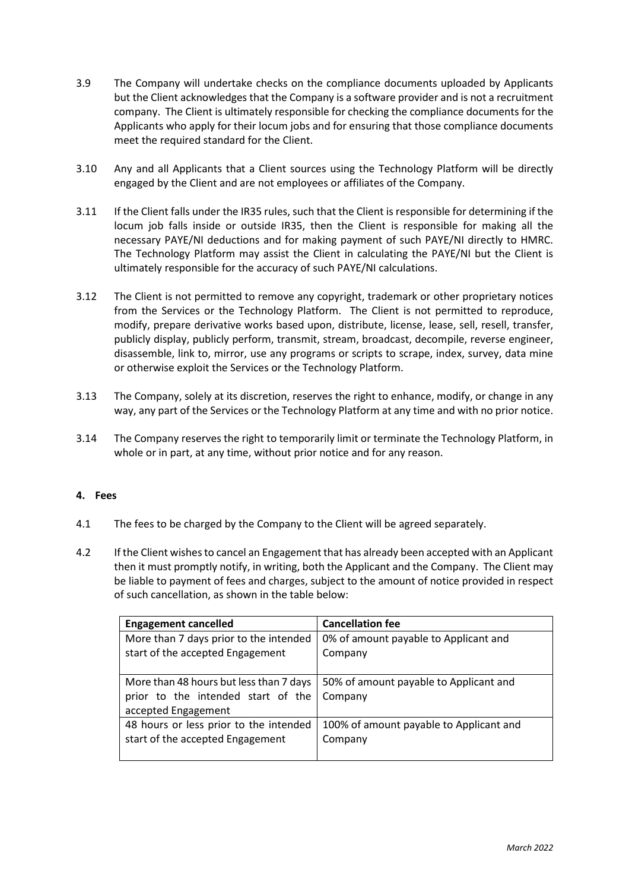3.9 The Company will undertake checks on the compliance documents uploaded by Applicants but the Client acknowledges that the Company is a software provider and is not a recruitment company. The Client is ultimately responsible for checking the compliance documents for the Applicants who apply for their locum jobs and for ensuring that those compliance documents meet the required standard for the Client.

3.10 Any and all Applicants that a Client sources using the Technology Platform will be directly engaged by the Client and are not employees or affiliates of the Company.

3.11 If the Client falls under the IR35 rules, such that the Client is responsible for determining if the locum job falls inside or outside IR35, then the Client is responsible for making all the necessary PAYE/NI deductions and for making payment of such PAYE/NI directly to HMRC. The Technology Platform may assist the Client in calculating the PAYE/NI but the Client is ultimately responsible for the accuracy of such PAYE/NI calculations.

3.12 The Client is not permitted to remove any copyright, trademark or other proprietary notices from the Services or the Technology Platform. The Client is not permitted to reproduce, modify, prepare derivative works based upon, distribute, license, lease, sell, resell, transfer, publicly display, publicly perform, transmit, stream, broadcast, decompile, reverse engineer, disassemble, link to, mirror, use any programs or scripts to scrape, index, survey, data mine or otherwise exploit the Services or the Technology Platform.

3.13 The Company, solely at its discretion, reserves the right to enhance, modify, or change in any way, any part of the Services or the Technology Platform at any time and with no prior notice.

3.14 The Company reserves the right to temporarily limit or terminate the Technology Platform, in whole or in part, at any time, without prior notice and for any reason.

**4. Fees**

4.1 The fees to be charged by the Company to the Client will be agreed separately.

4.2 If the Client wishes to cancel an Engagement that has already been accepted with an Applicant then it must promptly notify, in writing, both the Applicant and the Company. The Client may be liable to payment of fees and charges, subject to the amount of notice provided in respect of such cancellation, as shown in the table below:

| **Engagement cancelled** | **Cancellation fee** |
|---|---|
| More than 7 days prior to the intended start of the accepted Engagement | 0% of amount payable to Applicant and Company |
| More than 48 hours but less than 7 days prior to the intended start of the accepted Engagement | 50% of amount payable to Applicant and Company |
| 48 hours or less prior to the intended start of the accepted Engagement | 100% of amount payable to Applicant and Company |

*March 2022*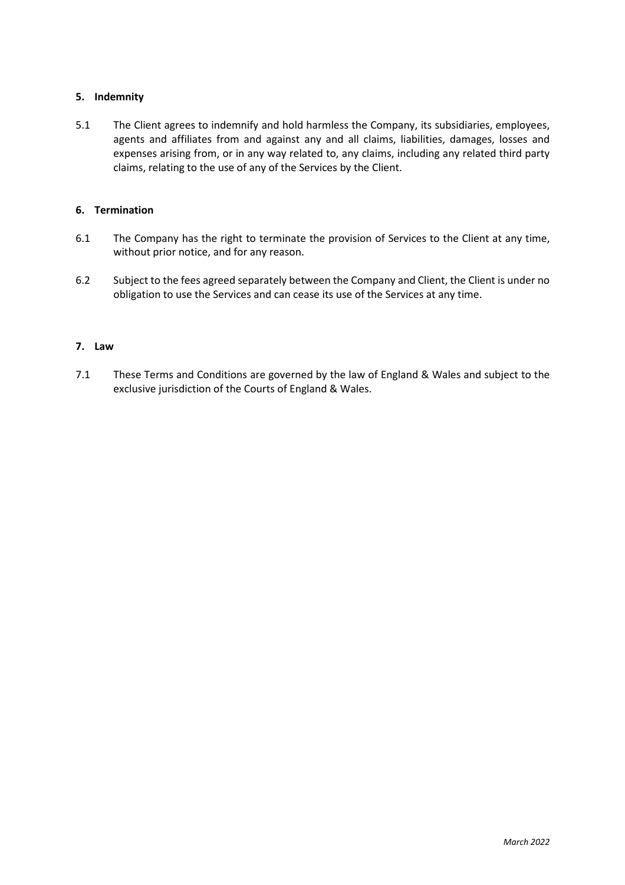## 5. Indemnity

5.1 The Client agrees to indemnify and hold harmless the Company, its subsidiaries, employees, agents and affiliates from and against any and all claims, liabilities, damages, losses and expenses arising from, or in any way related to, any claims, including any related third party claims, relating to the use of any of the Services by the Client.

## 6. Termination

6.1 The Company has the right to terminate the provision of Services to the Client at any time, without prior notice, and for any reason.

6.2 Subject to the fees agreed separately between the Company and Client, the Client is under no obligation to use the Services and can cease its use of the Services at any time.

## 7. Law

7.1 These Terms and Conditions are governed by the law of England & Wales and subject to the exclusive jurisdiction of the Courts of England & Wales.

*March 2022*